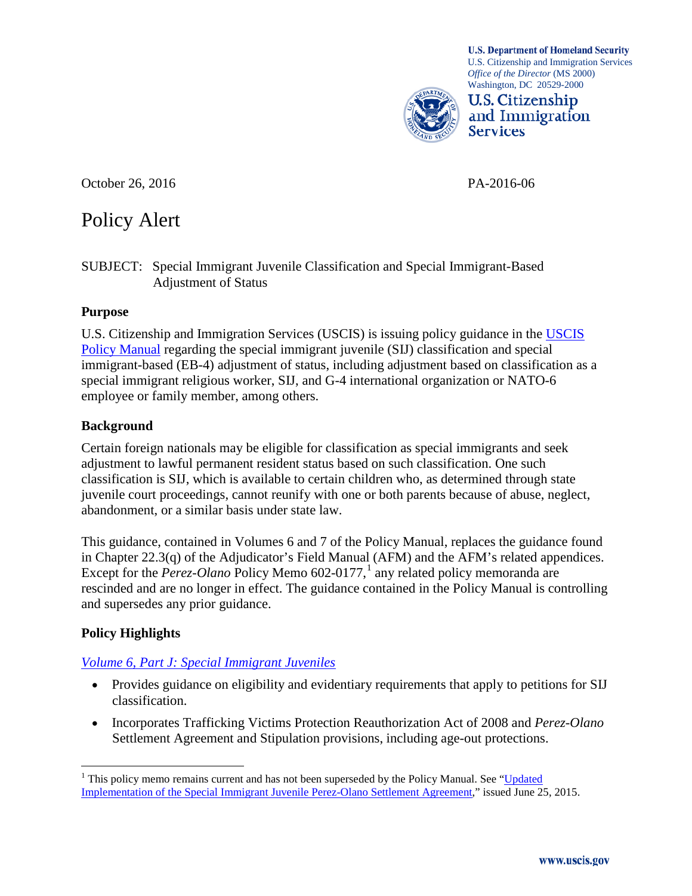U.S. Department of Homeland Security
U.S. Citizenship and Immigration Services
*Office of the Director* (MS 2000)
Washington, DC 20529-2000

**U.S. Citizenship and Immigration Services**

October 26, 2016

PA-2016-06

# Policy Alert

SUBJECT: Special Immigrant Juvenile Classification and Special Immigrant-Based Adjustment of Status

## Purpose

U.S. Citizenship and Immigration Services (USCIS) is issuing policy guidance in the USCIS Policy Manual regarding the special immigrant juvenile (SIJ) classification and special immigrant-based (EB-4) adjustment of status, including adjustment based on classification as a special immigrant religious worker, SIJ, and G-4 international organization or NATO-6 employee or family member, among others.

## Background

Certain foreign nationals may be eligible for classification as special immigrants and seek adjustment to lawful permanent resident status based on such classification. One such classification is SIJ, which is available to certain children who, as determined through state juvenile court proceedings, cannot reunify with one or both parents because of abuse, neglect, abandonment, or a similar basis under state law.

This guidance, contained in Volumes 6 and 7 of the Policy Manual, replaces the guidance found in Chapter 22.3(q) of the Adjudicator's Field Manual (AFM) and the AFM's related appendices. Except for the *Perez-Olano* Policy Memo 602-0177,[1] any related policy memoranda are rescinded and are no longer in effect. The guidance contained in the Policy Manual is controlling and supersedes any prior guidance.

## Policy Highlights

*Volume 6, Part J: Special Immigrant Juveniles*

- Provides guidance on eligibility and evidentiary requirements that apply to petitions for SIJ classification.
- Incorporates Trafficking Victims Protection Reauthorization Act of 2008 and *Perez-Olano* Settlement Agreement and Stipulation provisions, including age-out protections.

[1] This policy memo remains current and has not been superseded by the Policy Manual. See "Updated Implementation of the Special Immigrant Juvenile Perez-Olano Settlement Agreement," issued June 25, 2015.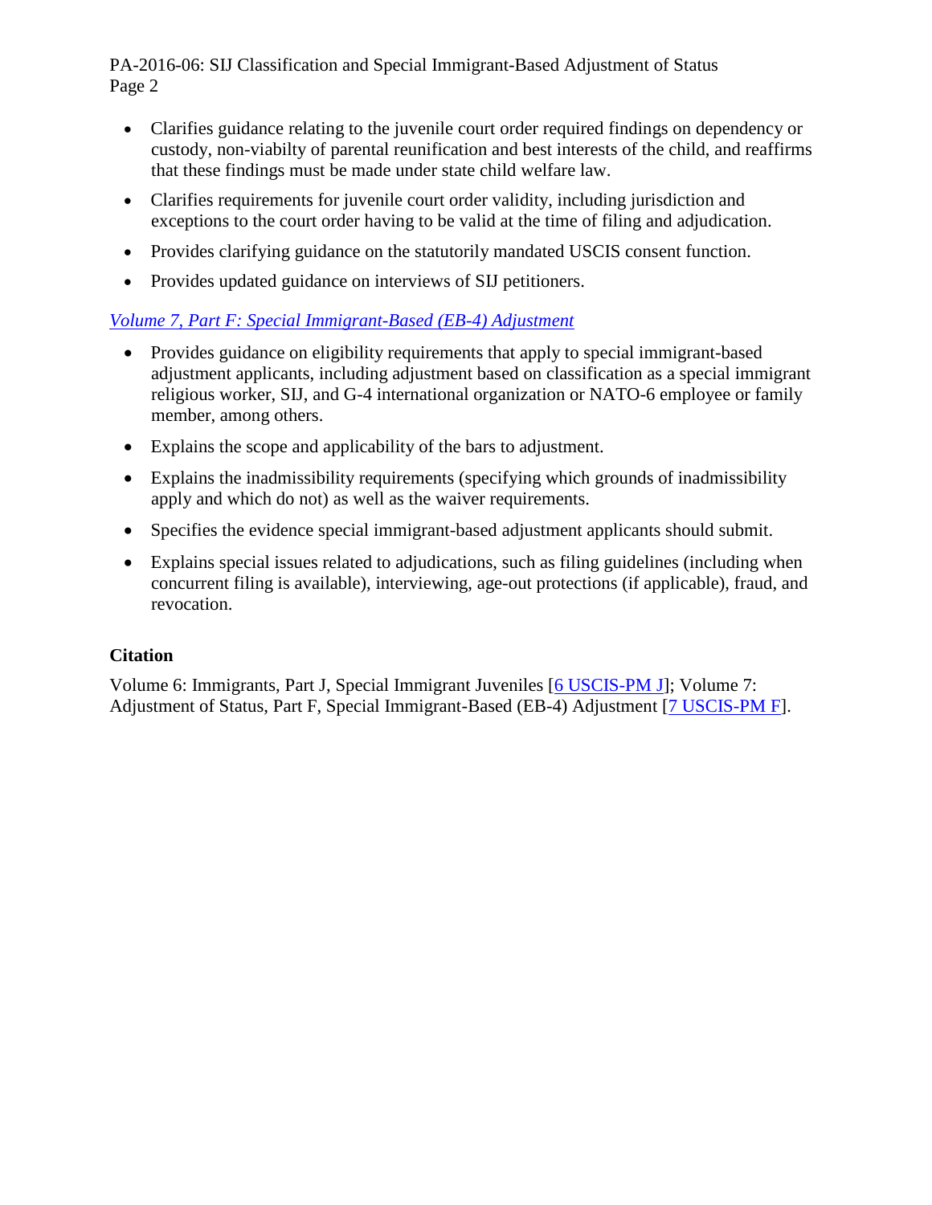- Clarifies guidance relating to the juvenile court order required findings on dependency or custody, non-viabilty of parental reunification and best interests of the child, and reaffirms that these findings must be made under state child welfare law.
- Clarifies requirements for juvenile court order validity, including jurisdiction and exceptions to the court order having to be valid at the time of filing and adjudication.
- Provides clarifying guidance on the statutorily mandated USCIS consent function.
- Provides updated guidance on interviews of SIJ petitioners.

*Volume 7, Part F: Special Immigrant-Based (EB-4) Adjustment*

- Provides guidance on eligibility requirements that apply to special immigrant-based adjustment applicants, including adjustment based on classification as a special immigrant religious worker, SIJ, and G-4 international organization or NATO-6 employee or family member, among others.
- Explains the scope and applicability of the bars to adjustment.
- Explains the inadmissibility requirements (specifying which grounds of inadmissibility apply and which do not) as well as the waiver requirements.
- Specifies the evidence special immigrant-based adjustment applicants should submit.
- Explains special issues related to adjudications, such as filing guidelines (including when concurrent filing is available), interviewing, age-out protections (if applicable), fraud, and revocation.

**Citation**

Volume 6: Immigrants, Part J, Special Immigrant Juveniles [6 USCIS-PM J]; Volume 7: Adjustment of Status, Part F, Special Immigrant-Based (EB-4) Adjustment [7 USCIS-PM F].